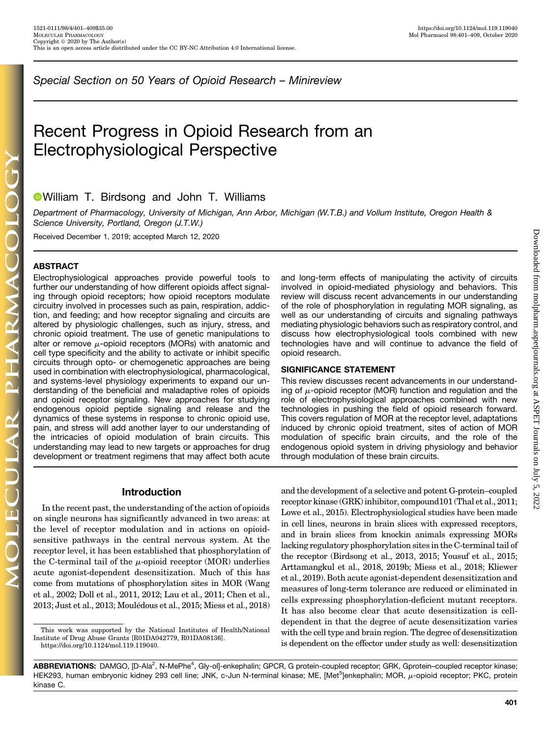*Special Section on 50 Years of Opioid Research – Minireview*

# Recent Progress in Opioid Research from an Electrophysiological Perspective

William T. Birdsong and John T. Williams

*Department of Pharmacology, University of Michigan, Ann Arbor, Michigan (W.T.B.) and Vollum Institute, Oregon Health & Science University, Portland, Oregon (J.T.W.)*

Received December 1, 2019; accepted March 12, 2020

## ABSTRACT

Electrophysiological approaches provide powerful tools to further our understanding of how different opioids affect signaling through opioid receptors; how opioid receptors modulate circuitry involved in processes such as pain, respiration, addiction, and feeding; and how receptor signaling and circuits are altered by physiologic challenges, such as injury, stress, and chronic opioid treatment. The use of genetic manipulations to alter or remove $\mu$-opioid receptors (MORs) with anatomic and cell type specificity and the ability to activate or inhibit specific circuits through opto- or chemogenetic approaches are being used in combination with electrophysiological, pharmacological, and systems-level physiology experiments to expand our understanding of the beneficial and maladaptive roles of opioids and opioid receptor signaling. New approaches for studying endogenous opioid peptide signaling and release and the dynamics of these systems in response to chronic opioid use, pain, and stress will add another layer to our understanding of the intricacies of opioid modulation of brain circuits. This understanding may lead to new targets or approaches for drug development or treatment regimens that may affect both acute and long-term effects of manipulating the activity of circuits involved in opioid-mediated physiology and behaviors. This review will discuss recent advancements in our understanding of the role of phosphorylation in regulating MOR signaling, as well as our understanding of circuits and signaling pathways mediating physiologic behaviors such as respiratory control, and discuss how electrophysiological tools combined with new technologies have and will continue to advance the field of opioid research.

## SIGNIFICANCE STATEMENT

This review discusses recent advancements in our understanding of $\mu$-opioid receptor (MOR) function and regulation and the role of electrophysiological approaches combined with new technologies in pushing the field of opioid research forward. This covers regulation of MOR at the receptor level, adaptations induced by chronic opioid treatment, sites of action of MOR modulation of specific brain circuits, and the role of the endogenous opioid system in driving physiology and behavior through modulation of these brain circuits.

## Introduction

In the recent past, the understanding of the action of opioids on single neurons has significantly advanced in two areas: at the level of receptor modulation and in actions on opioid-sensitive pathways in the central nervous system. At the receptor level, it has been established that phosphorylation of the C-terminal tail of the $\mu$-opioid receptor (MOR) underlies acute agonist-dependent desensitization. Much of this has come from mutations of phosphorylation sites in MOR (Wang et al., 2002; Doll et al., 2011, 2012; Lau et al., 2011; Chen et al., 2013; Just et al., 2013; Mouledous et al., 2015; Miess et al., 2018) and the development of a selective and potent G-protein–coupled receptor kinase (GRK) inhibitor, compound101 (Thal et al., 2011; Lowe et al., 2015). Electrophysiological studies have been made in cell lines, neurons in brain slices with expressed receptors, and in brain slices from knockin animals expressing MORs lacking regulatory phosphorylation sites in the C-terminal tail of the receptor (Birdsong et al., 2013, 2015; Yousuf et al., 2015; Arttamangkul et al., 2018, 2019b; Miess et al., 2018; Kliewer et al., 2019). Both acute agonist-dependent desensitization and measures of long-term tolerance are reduced or eliminated in cells expressing phosphorylation-deficient mutant receptors. It has also become clear that acute desensitization is cell-dependent in that the degree of acute desensitization varies with the cell type and brain region. The degree of desensitization is dependent on the effector under study as well: desensitization

This work was supported by the National Institutes of Health/National Institute of Drug Abuse Grants [R01DA042779, R01DA08136].
https://doi.org/10.1124/mol.119.119040.

**ABBREVIATIONS:** DAMGO, [D-Ala[2], N-MePhe[4], Gly-ol]-enkephalin; GPCR, G protein-coupled receptor; GRK, Gprotein–coupled receptor kinase; HEK293, human embryonic kidney 293 cell line; JNK, c-Jun N-terminal kinase; ME, [Met[5]]enkephalin; MOR, $\mu$-opioid receptor; PKC, protein kinase C.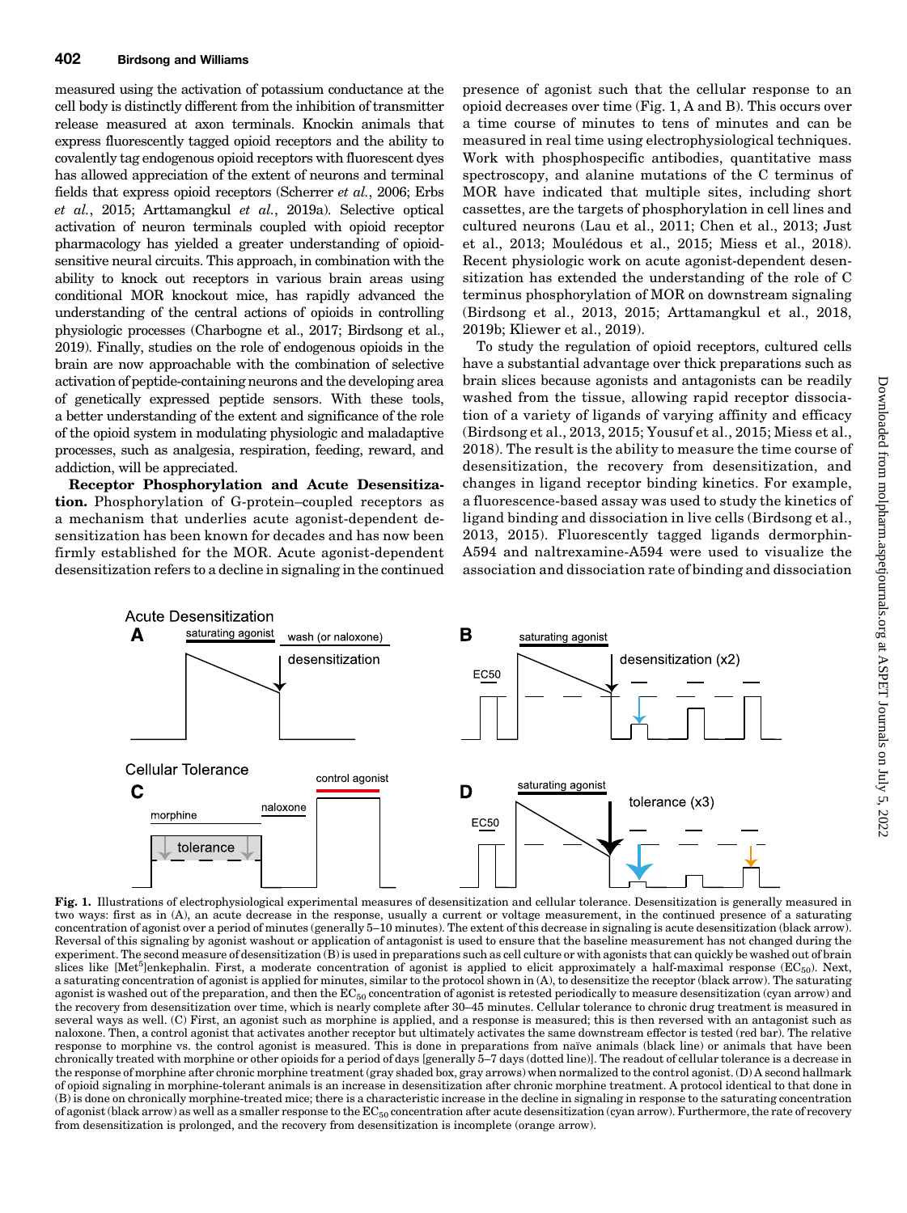measured using the activation of potassium conductance at the cell body is distinctly different from the inhibition of transmitter release measured at axon terminals. Knockin animals that express fluorescently tagged opioid receptors and the ability to covalently tag endogenous opioid receptors with fluorescent dyes has allowed appreciation of the extent of neurons and terminal fields that express opioid receptors (Scherrer *et al.*, 2006; Erbs *et al.*, 2015; Arttamangkul *et al.*, 2019a). Selective optical activation of neuron terminals coupled with opioid receptor pharmacology has yielded a greater understanding of opioid-sensitive neural circuits. This approach, in combination with the ability to knock out receptors in various brain areas using conditional MOR knockout mice, has rapidly advanced the understanding of the central actions of opioids in controlling physiologic processes (Charbogne et al., 2017; Birdsong et al., 2019). Finally, studies on the role of endogenous opioids in the brain are now approachable with the combination of selective activation of peptide-containing neurons and the developing area of genetically expressed peptide sensors. With these tools, a better understanding of the extent and significance of the role of the opioid system in modulating physiologic and maladaptive processes, such as analgesia, respiration, feeding, reward, and addiction, will be appreciated.

**Receptor Phosphorylation and Acute Desensitization.** Phosphorylation of G-protein–coupled receptors as a mechanism that underlies acute agonist-dependent desensitization has been known for decades and has now been firmly established for the MOR. Acute agonist-dependent desensitization refers to a decline in signaling in the continued presence of agonist such that the cellular response to an opioid decreases over time (Fig. 1, A and B). This occurs over a time course of minutes to tens of minutes and can be measured in real time using electrophysiological techniques. Work with phosphospecific antibodies, quantitative mass spectroscopy, and alanine mutations of the C terminus of MOR have indicated that multiple sites, including short cassettes, are the targets of phosphorylation in cell lines and cultured neurons (Lau et al., 2011; Chen et al., 2013; Just et al., 2013; Mouledous et al., 2015; Miess et al., 2018). Recent physiologic work on acute agonist-dependent desensitization has extended the understanding of the role of C terminus phosphorylation of MOR on downstream signaling (Birdsong et al., 2013, 2015; Arttamangkul et al., 2018, 2019b; Kliewer et al., 2019).

To study the regulation of opioid receptors, cultured cells have a substantial advantage over thick preparations such as brain slices because agonists and antagonists can be readily washed from the tissue, allowing rapid receptor dissociation of a variety of ligands of varying affinity and efficacy (Birdsong et al., 2013, 2015; Yousuf et al., 2015; Miess et al., 2018). The result is the ability to measure the time course of desensitization, the recovery from desensitization, and changes in ligand receptor binding kinetics. For example, a fluorescence-based assay was used to study the kinetics of ligand binding and dissociation in live cells (Birdsong et al., 2013, 2015). Fluorescently tagged ligands dermorphin-A594 and naltrexamine-A594 were used to visualize the association and dissociation rate of binding and dissociation

**Fig. 1.** Illustrations of electrophysiological experimental measures of desensitization and cellular tolerance. Desensitization is generally measured in two ways: first as in (A), an acute decrease in the response, usually a current or voltage measurement, in the continued presence of a saturating concentration of agonist over a period of minutes (generally 5–10 minutes). The extent of this decrease in signaling is acute desensitization (black arrow). Reversal of this signaling by agonist washout or application of antagonist is used to ensure that the baseline measurement has not changed during the experiment. The second measure of desensitization (B) is used in preparations such as cell culture or with agonists that can quickly be washed out of brain slices like [Met[5]]enkephalin. First, a moderate concentration of agonist is applied to elicit approximately a half-maximal response ($EC_{50}$). Next, a saturating concentration of agonist is applied for minutes, similar to the protocol shown in (A), to desensitize the receptor (black arrow). The saturating agonist is washed out of the preparation, and then the $EC_{50}$ concentration of agonist is retested periodically to measure desensitization (cyan arrow) and the recovery from desensitization over time, which is nearly complete after 30–45 minutes. Cellular tolerance to chronic drug treatment is measured in several ways as well. (C) First, an agonist such as morphine is applied, and a response is measured; this is then reversed with an antagonist such as naloxone. Then, a control agonist that activates another receptor but ultimately activates the same downstream effector is tested (red bar). The relative response to morphine vs. the control agonist is measured. This is done in preparations from naïve animals (black line) or animals that have been chronically treated with morphine or other opioids for a period of days [generally 5–7 days (dotted line)]. The readout of cellular tolerance is a decrease in the response of morphine after chronic morphine treatment (gray shaded box, gray arrows) when normalized to the control agonist. (D) A second hallmark of opioid signaling in morphine-tolerant animals is an increase in desensitization after chronic morphine treatment. A protocol identical to that done in (B) is done on chronically morphine-treated mice; there is a characteristic increase in the decline in signaling in response to the saturating concentration of agonist (black arrow) as well as a smaller response to the $EC_{50}$ concentration after acute desensitization (cyan arrow). Furthermore, the rate of recovery from desensitization is prolonged, and the recovery from desensitization is incomplete (orange arrow).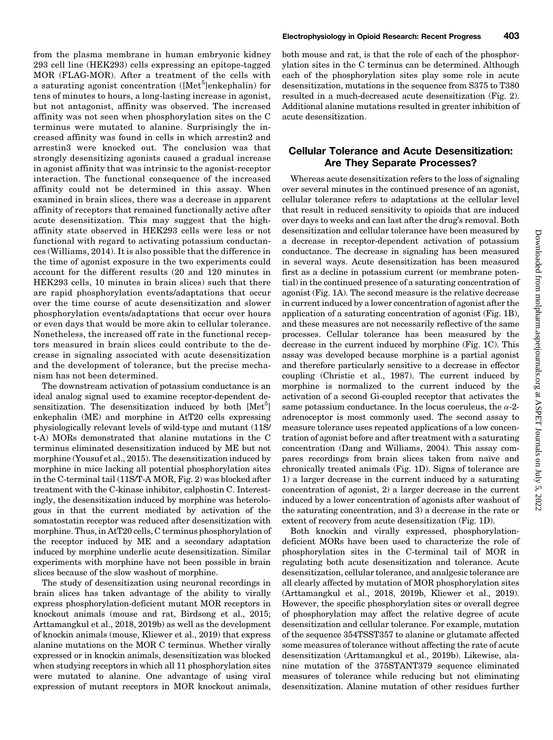from the plasma membrane in human embryonic kidney 293 cell line (HEK293) cells expressing an epitope-tagged MOR (FLAG-MOR). After a treatment of the cells with a saturating agonist concentration ([Met[5]]enkephalin) for tens of minutes to hours, a long-lasting increase in agonist, but not antagonist, affinity was observed. The increased affinity was not seen when phosphorylation sites on the C terminus were mutated to alanine. Surprisingly the increased affinity was found in cells in which arrestin2 and arrestin3 were knocked out. The conclusion was that strongly desensitizing agonists caused a gradual increase in agonist affinity that was intrinsic to the agonist-receptor interaction. The functional consequence of the increased affinity could not be determined in this assay. When examined in brain slices, there was a decrease in apparent affinity of receptors that remained functionally active after acute desensitization. This may suggest that the high-affinity state observed in HEK293 cells were less or not functional with regard to activating potassium conductances (Williams, 2014). It is also possible that the difference in the time of agonist exposure in the two experiments could account for the different results (20 and 120 minutes in HEK293 cells, 10 minutes in brain slices) such that there are rapid phosphorylation events/adaptations that occur over the time course of acute desensitization and slower phosphorylation events/adaptations that occur over hours or even days that would be more akin to cellular tolerance. Nonetheless, the increased off rate in the functional receptors measured in brain slices could contribute to the decrease in signaling associated with acute desensitization and the development of tolerance, but the precise mechanism has not been determined.

The downstream activation of potassium conductance is an ideal analog signal used to examine receptor-dependent desensitization. The desensitization induced by both [Met[5]] enkephalin (ME) and morphine in AtT20 cells expressing physiologically relevant levels of wild-type and mutant (11S/t-A) MORs demonstrated that alanine mutations in the C terminus eliminated desensitization induced by ME but not morphine (Yousuf et al., 2015). The desensitization induced by morphine in mice lacking all potential phosphorylation sites in the C-terminal tail (11S/T-A MOR, Fig. 2) was blocked after treatment with the C-kinase inhibitor, calphostin C. Interestingly, the desensitization induced by morphine was heterologous in that the current mediated by activation of the somatostatin receptor was reduced after desensitization with morphine. Thus, in AtT20 cells, C terminus phosphorylation of the receptor induced by ME and a secondary adaptation induced by morphine underlie acute desensitization. Similar experiments with morphine have not been possible in brain slices because of the slow washout of morphine.

The study of desensitization using neuronal recordings in brain slices has taken advantage of the ability to virally express phosphorylation-deficient mutant MOR receptors in knockout animals (mouse and rat, Birdsong et al., 2015; Arttamangkul et al., 2018, 2019b) as well as the development of knockin animals (mouse, Kliewer et al., 2019) that express alanine mutations on the MOR C terminus. Whether virally expressed or in knockin animals, desensitization was blocked when studying receptors in which all 11 phosphorylation sites were mutated to alanine. One advantage of using viral expression of mutant receptors in MOR knockout animals, both mouse and rat, is that the role of each of the phosphorylation sites in the C terminus can be determined. Although each of the phosphorylation sites play some role in acute desensitization, mutations in the sequence from S375 to T380 resulted in a much-decreased acute desensitization (Fig. 2). Additional alanine mutations resulted in greater inhibition of acute desensitization.

## Cellular Tolerance and Acute Desensitization: Are They Separate Processes?

Whereas acute desensitization refers to the loss of signaling over several minutes in the continued presence of an agonist, cellular tolerance refers to adaptations at the cellular level that result in reduced sensitivity to opioids that are induced over days to weeks and can last after the drug's removal. Both desensitization and cellular tolerance have been measured by a decrease in receptor-dependent activation of potassium conductance. The decrease in signaling has been measured in several ways. Acute desensitization has been measured first as a decline in potassium current (or membrane potential) in the continued presence of a saturating concentration of agonist (Fig. 1A). The second measure is the relative decrease in current induced by a lower concentration of agonist after the application of a saturating concentration of agonist (Fig. 1B), and these measures are not necessarily reflective of the same processes. Cellular tolerance has been measured by the decrease in the current induced by morphine (Fig. 1C). This assay was developed because morphine is a partial agonist and therefore particularly sensitive to a decrease in effector coupling (Christie et al., 1987). The current induced by morphine is normalized to the current induced by the activation of a second Gi-coupled receptor that activates the same potassium conductance. In the locus coeruleus, the $\alpha$-2-adrenoceptor is most commonly used. The second assay to measure tolerance uses repeated applications of a low concentration of agonist before and after treatment with a saturating concentration (Dang and Williams, 2004). This assay compares recordings from brain slices taken from naïve and chronically treated animals (Fig. 1D). Signs of tolerance are 1) a larger decrease in the current induced by a saturating concentration of agonist, 2) a larger decrease in the current induced by a lower concentration of agonists after washout of the saturating concentration, and 3) a decrease in the rate or extent of recovery from acute desensitization (Fig. 1D).

Both knockin and virally expressed, phosphorylation-deficient MORs have been used to characterize the role of phosphorylation sites in the C-terminal tail of MOR in regulating both acute desensitization and tolerance. Acute desensitization, cellular tolerance, and analgesic tolerance are all clearly affected by mutation of MOR phosphorylation sites (Arttamangkul et al., 2018, 2019b, Kliewer et al., 2019). However, the specific phosphorylation sites or overall degree of phosphorylation may affect the relative degree of acute desensitization and cellular tolerance. For example, mutation of the sequence 354TSST357 to alanine or glutamate affected some measures of tolerance without affecting the rate of acute desensitization (Arttamangkul et al., 2019b). Likewise, alanine mutation of the 375STANT379 sequence eliminated measures of tolerance while reducing but not eliminating desensitization. Alanine mutation of other residues further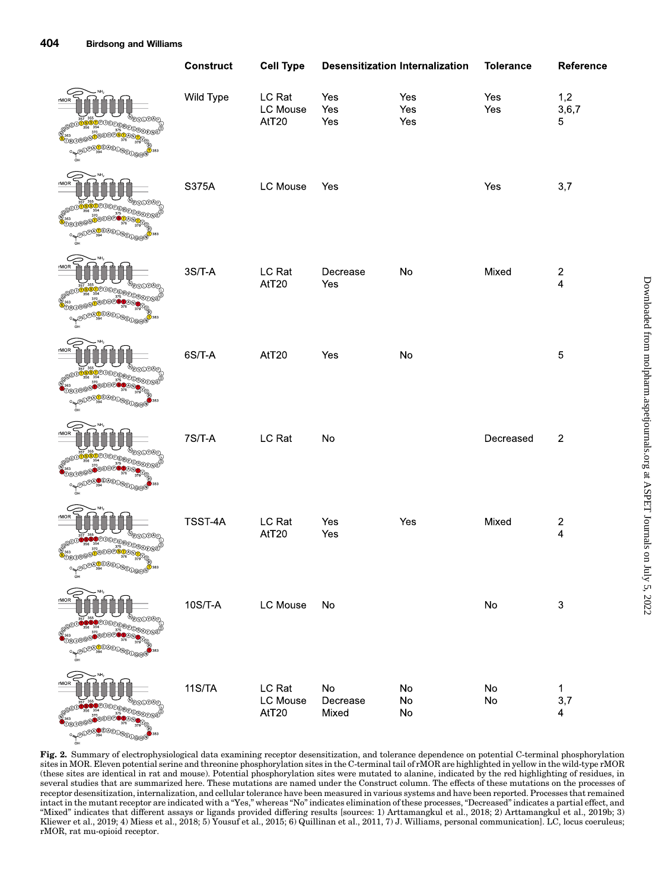| Construct | Cell Type | Desensitization | Internalization | Tolerance | Reference |
|---|---|---|---|---|---|
| Wild Type | LC Rat<br>LC Mouse<br>AtT20 | Yes<br>Yes<br>Yes | Yes<br>Yes<br>Yes | Yes<br>Yes | 1,2<br>3,6,7<br>5 |
| S375A | LC Mouse | Yes | | Yes | 3,7 |
| 3S/T-A | LC Rat<br>AtT20 | Decrease<br>Yes | No | Mixed | 2<br>4 |
| 6S/T-A | AtT20 | Yes | No | | 5 |
| 7S/T-A | LC Rat | No | | Decreased | 2 |
| TSST-4A | LC Rat<br>AtT20 | Yes<br>Yes | Yes | Mixed | 2<br>4 |
| 10S/T-A | LC Mouse | No | | No | 3 |
| 11S/TA | LC Rat<br>LC Mouse<br>AtT20 | No<br>Decrease<br>Mixed | No<br>No<br>No | No<br>No | 1<br>3,7<br>4 |

**Fig. 2.** Summary of electrophysiological data examining receptor desensitization, and tolerance dependence on potential C-terminal phosphorylation sites in MOR. Eleven potential serine and threonine phosphorylation sites in the C-terminal tail of rMOR are highlighted in yellow in the wild-type rMOR (these sites are identical in rat and mouse). Potential phosphorylation sites were mutated to alanine, indicated by the red highlighting of residues, in several studies that are summarized here. These mutations are named under the Construct column. The effects of these mutations on the processes of receptor desensitization, internalization, and cellular tolerance have been measured in various systems and have been reported. Processes that remained intact in the mutant receptor are indicated with a "Yes," whereas "No" indicates elimination of these processes, "Decreased" indicates a partial effect, and "Mixed" indicates that different assays or ligands provided differing results [sources: 1) Arttamangkul et al., 2018; 2) Arttamangkul et al., 2019b; 3) Kliewer et al., 2019; 4) Miess et al., 2018; 5) Yousuf et al., 2015; 6) Quillinan et al., 2011, 7) J. Williams, personal communication]. LC, locus coeruleus; rMOR, rat mu-opioid receptor.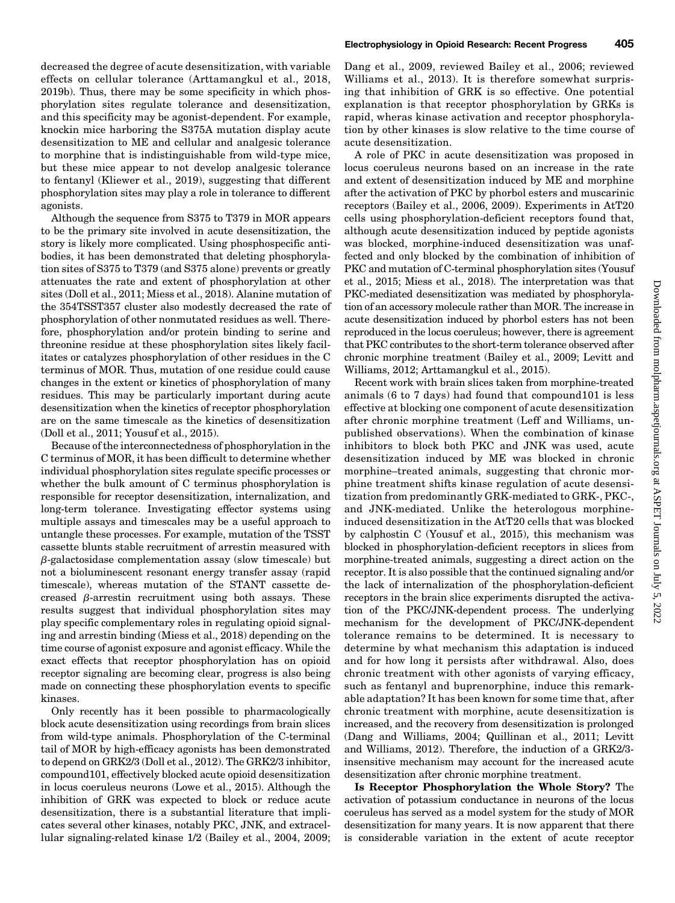decreased the degree of acute desensitization, with variable effects on cellular tolerance (Arttamangkul et al., 2018, 2019b). Thus, there may be some specificity in which phosphorylation sites regulate tolerance and desensitization, and this specificity may be agonist-dependent. For example, knockin mice harboring the S375A mutation display acute desensitization to ME and cellular and analgesic tolerance to morphine that is indistinguishable from wild-type mice, but these mice appear to not develop analgesic tolerance to fentanyl (Kliewer et al., 2019), suggesting that different phosphorylation sites may play a role in tolerance to different agonists.

Although the sequence from S375 to T379 in MOR appears to be the primary site involved in acute desensitization, the story is likely more complicated. Using phosphospecific antibodies, it has been demonstrated that deleting phosphorylation sites of S375 to T379 (and S375 alone) prevents or greatly attenuates the rate and extent of phosphorylation at other sites (Doll et al., 2011; Miess et al., 2018). Alanine mutation of the 354TSST357 cluster also modestly decreased the rate of phosphorylation of other nonmutated residues as well. Therefore, phosphorylation and/or protein binding to serine and threonine residue at these phosphorylation sites likely facilitates or catalyzes phosphorylation of other residues in the C terminus of MOR. Thus, mutation of one residue could cause changes in the extent or kinetics of phosphorylation of many residues. This may be particularly important during acute desensitization when the kinetics of receptor phosphorylation are on the same timescale as the kinetics of desensitization (Doll et al., 2011; Yousuf et al., 2015).

Because of the interconnectedness of phosphorylation in the C terminus of MOR, it has been difficult to determine whether individual phosphorylation sites regulate specific processes or whether the bulk amount of C terminus phosphorylation is responsible for receptor desensitization, internalization, and long-term tolerance. Investigating effector systems using multiple assays and timescales may be a useful approach to untangle these processes. For example, mutation of the TSST cassette blunts stable recruitment of arrestin measured with $\beta$-galactosidase complementation assay (slow timescale) but not a bioluminescent resonant energy transfer assay (rapid timescale), whereas mutation of the STANT cassette decreased $\beta$-arrestin recruitment using both assays. These results suggest that individual phosphorylation sites may play specific complementary roles in regulating opioid signaling and arrestin binding (Miess et al., 2018) depending on the time course of agonist exposure and agonist efficacy. While the exact effects that receptor phosphorylation has on opioid receptor signaling are becoming clear, progress is also being made on connecting these phosphorylation events to specific kinases.

Only recently has it been possible to pharmacologically block acute desensitization using recordings from brain slices from wild-type animals. Phosphorylation of the C-terminal tail of MOR by high-efficacy agonists has been demonstrated to depend on GRK2/3 (Doll et al., 2012). The GRK2/3 inhibitor, compound101, effectively blocked acute opioid desensitization in locus coeruleus neurons (Lowe et al., 2015). Although the inhibition of GRK was expected to block or reduce acute desensitization, there is a substantial literature that implicates several other kinases, notably PKC, JNK, and extracellular signaling-related kinase 1/2 (Bailey et al., 2004, 2009; Dang et al., 2009, reviewed Bailey et al., 2006; reviewed Williams et al., 2013). It is therefore somewhat surprising that inhibition of GRK is so effective. One potential explanation is that receptor phosphorylation by GRKs is rapid, wheras kinase activation and receptor phosphorylation by other kinases is slow relative to the time course of acute desensitization.

A role of PKC in acute desensitization was proposed in locus coeruleus neurons based on an increase in the rate and extent of desensitization induced by ME and morphine after the activation of PKC by phorbol esters and muscarinic receptors (Bailey et al., 2006, 2009). Experiments in AtT20 cells using phosphorylation-deficient receptors found that, although acute desensitization induced by peptide agonists was blocked, morphine-induced desensitization was unaffected and only blocked by the combination of inhibition of PKC and mutation of C-terminal phosphorylation sites (Yousuf et al., 2015; Miess et al., 2018). The interpretation was that PKC-mediated desensitization was mediated by phosphorylation of an accessory molecule rather than MOR. The increase in acute desensitization induced by phorbol esters has not been reproduced in the locus coeruleus; however, there is agreement that PKC contributes to the short-term tolerance observed after chronic morphine treatment (Bailey et al., 2009; Levitt and Williams, 2012; Arttamangkul et al., 2015).

Recent work with brain slices taken from morphine-treated animals (6 to 7 days) had found that compound101 is less effective at blocking one component of acute desensitization after chronic morphine treatment (Leff and Williams, unpublished observations). When the combination of kinase inhibitors to block both PKC and JNK was used, acute desensitization induced by ME was blocked in chronic morphine–treated animals, suggesting that chronic morphine treatment shifts kinase regulation of acute desensitization from predominantly GRK-mediated to GRK-, PKC-, and JNK-mediated. Unlike the heterologous morphine-induced desensitization in the AtT20 cells that was blocked by calphostin C (Yousuf et al., 2015), this mechanism was blocked in phosphorylation-deficient receptors in slices from morphine-treated animals, suggesting a direct action on the receptor. It is also possible that the continued signaling and/or the lack of internalization of the phosphorylation-deficient receptors in the brain slice experiments disrupted the activation of the PKC/JNK-dependent process. The underlying mechanism for the development of PKC/JNK-dependent tolerance remains to be determined. It is necessary to determine by what mechanism this adaptation is induced and for how long it persists after withdrawal. Also, does chronic treatment with other agonists of varying efficacy, such as fentanyl and buprenorphine, induce this remarkable adaptation? It has been known for some time that, after chronic treatment with morphine, acute desensitization is increased, and the recovery from desensitization is prolonged (Dang and Williams, 2004; Quillinan et al., 2011; Levitt and Williams, 2012). Therefore, the induction of a GRK2/3-insensitive mechanism may account for the increased acute desensitization after chronic morphine treatment.

**Is Receptor Phosphorylation the Whole Story?** The activation of potassium conductance in neurons of the locus coeruleus has served as a model system for the study of MOR desensitization for many years. It is now apparent that there is considerable variation in the extent of acute receptor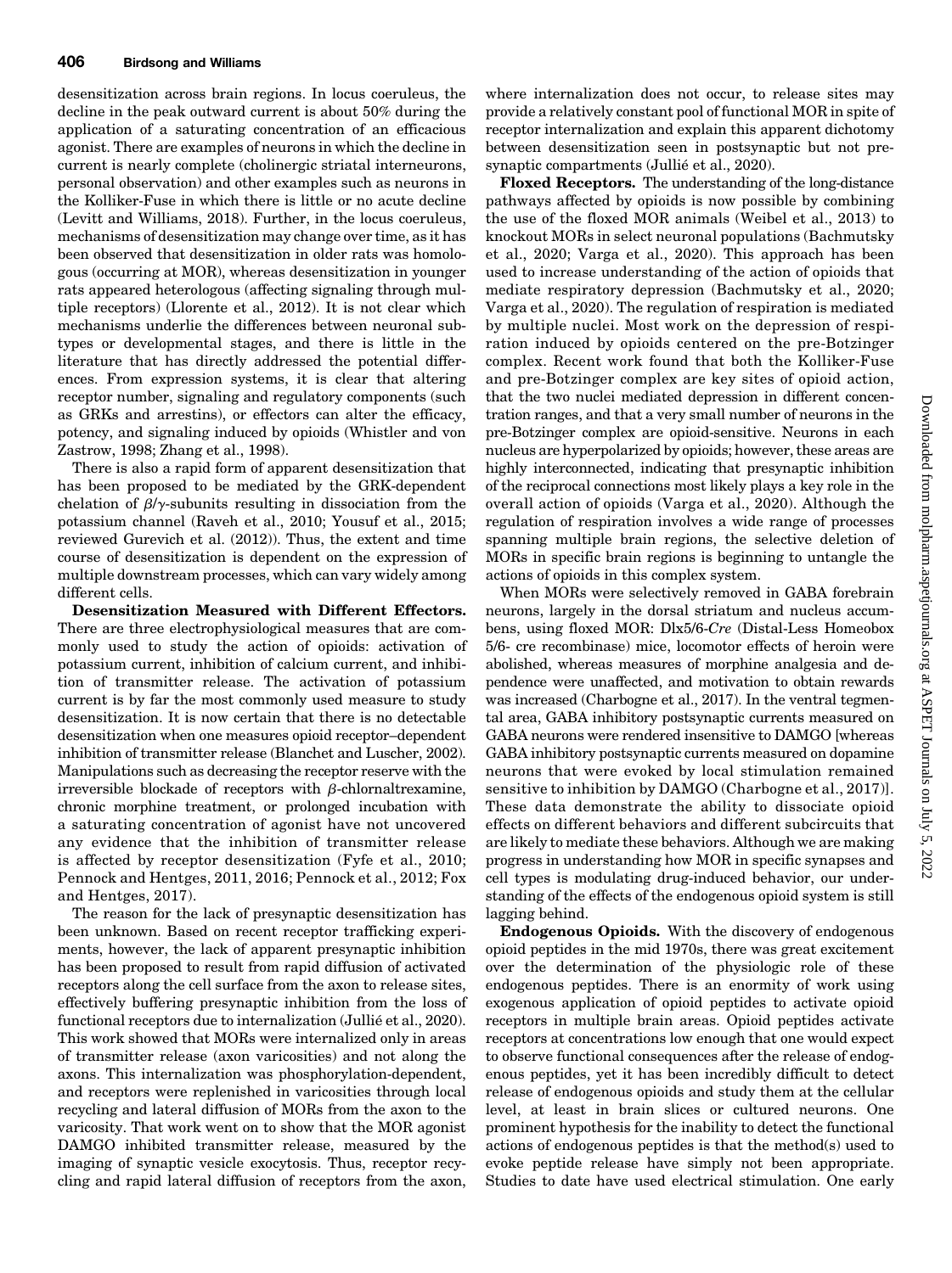desensitization across brain regions. In locus coeruleus, the decline in the peak outward current is about 50% during the application of a saturating concentration of an efficacious agonist. There are examples of neurons in which the decline in current is nearly complete (cholinergic striatal interneurons, personal observation) and other examples such as neurons in the Kolliker-Fuse in which there is little or no acute decline (Levitt and Williams, 2018). Further, in the locus coeruleus, mechanisms of desensitization may change over time, as it has been observed that desensitization in older rats was homologous (occurring at MOR), whereas desensitization in younger rats appeared heterologous (affecting signaling through multiple receptors) (Llorente et al., 2012). It is not clear which mechanisms underlie the differences between neuronal subtypes or developmental stages, and there is little in the literature that has directly addressed the potential differences. From expression systems, it is clear that altering receptor number, signaling and regulatory components (such as GRKs and arrestins), or effectors can alter the efficacy, potency, and signaling induced by opioids (Whistler and von Zastrow, 1998; Zhang et al., 1998).

There is also a rapid form of apparent desensitization that has been proposed to be mediated by the GRK-dependent chelation of $\beta/\gamma$-subunits resulting in dissociation from the potassium channel (Raveh et al., 2010; Yousuf et al., 2015; reviewed Gurevich et al. (2012)). Thus, the extent and time course of desensitization is dependent on the expression of multiple downstream processes, which can vary widely among different cells.

**Desensitization Measured with Different Effectors.** There are three electrophysiological measures that are commonly used to study the action of opioids: activation of potassium current, inhibition of calcium current, and inhibition of transmitter release. The activation of potassium current is by far the most commonly used measure to study desensitization. It is now certain that there is no detectable desensitization when one measures opioid receptor–dependent inhibition of transmitter release (Blanchet and Luscher, 2002). Manipulations such as decreasing the receptor reserve with the irreversible blockade of receptors with $\beta$-chlornaltrexamine, chronic morphine treatment, or prolonged incubation with a saturating concentration of agonist have not uncovered any evidence that the inhibition of transmitter release is affected by receptor desensitization (Fyfe et al., 2010; Pennock and Hentges, 2011, 2016; Pennock et al., 2012; Fox and Hentges, 2017).

The reason for the lack of presynaptic desensitization has been unknown. Based on recent receptor trafficking experiments, however, the lack of apparent presynaptic inhibition has been proposed to result from rapid diffusion of activated receptors along the cell surface from the axon to release sites, effectively buffering presynaptic inhibition from the loss of functional receptors due to internalization (Jullié et al., 2020). This work showed that MORs were internalized only in areas of transmitter release (axon varicosities) and not along the axons. This internalization was phosphorylation-dependent, and receptors were replenished in varicosities through local recycling and lateral diffusion of MORs from the axon to the varicosity. That work went on to show that the MOR agonist DAMGO inhibited transmitter release, measured by the imaging of synaptic vesicle exocytosis. Thus, receptor recycling and rapid lateral diffusion of receptors from the axon, where internalization does not occur, to release sites may provide a relatively constant pool of functional MOR in spite of receptor internalization and explain this apparent dichotomy between desensitization seen in postsynaptic but not presynaptic compartments (Jullié et al., 2020).

**Floxed Receptors.** The understanding of the long-distance pathways affected by opioids is now possible by combining the use of the floxed MOR animals (Weibel et al., 2013) to knockout MORs in select neuronal populations (Bachmutsky et al., 2020; Varga et al., 2020). This approach has been used to increase understanding of the action of opioids that mediate respiratory depression (Bachmutsky et al., 2020; Varga et al., 2020). The regulation of respiration is mediated by multiple nuclei. Most work on the depression of respiration induced by opioids centered on the pre-Botzinger complex. Recent work found that both the Kolliker-Fuse and pre-Botzinger complex are key sites of opioid action, that the two nuclei mediated depression in different concentration ranges, and that a very small number of neurons in the pre-Botzinger complex are opioid-sensitive. Neurons in each nucleus are hyperpolarized by opioids; however, these areas are highly interconnected, indicating that presynaptic inhibition of the reciprocal connections most likely plays a key role in the overall action of opioids (Varga et al., 2020). Although the regulation of respiration involves a wide range of processes spanning multiple brain regions, the selective deletion of MORs in specific brain regions is beginning to untangle the actions of opioids in this complex system.

When MORs were selectively removed in GABA forebrain neurons, largely in the dorsal striatum and nucleus accumbens, using floxed MOR: Dlx5/6-*Cre* (Distal-Less Homeobox 5/6- cre recombinase) mice, locomotor effects of heroin were abolished, whereas measures of morphine analgesia and dependence were unaffected, and motivation to obtain rewards was increased (Charbogne et al., 2017). In the ventral tegmental area, GABA inhibitory postsynaptic currents measured on GABA neurons were rendered insensitive to DAMGO [whereas GABA inhibitory postsynaptic currents measured on dopamine neurons that were evoked by local stimulation remained sensitive to inhibition by DAMGO (Charbogne et al., 2017)]. These data demonstrate the ability to dissociate opioid effects on different behaviors and different subcircuits that are likely to mediate these behaviors. Although we are making progress in understanding how MOR in specific synapses and cell types is modulating drug-induced behavior, our understanding of the effects of the endogenous opioid system is still lagging behind.

**Endogenous Opioids.** With the discovery of endogenous opioid peptides in the mid 1970s, there was great excitement over the determination of the physiologic role of these endogenous peptides. There is an enormity of work using exogenous application of opioid peptides to activate opioid receptors in multiple brain areas. Opioid peptides activate receptors at concentrations low enough that one would expect to observe functional consequences after the release of endogenous peptides, yet it has been incredibly difficult to detect release of endogenous opioids and study them at the cellular level, at least in brain slices or cultured neurons. One prominent hypothesis for the inability to detect the functional actions of endogenous peptides is that the method(s) used to evoke peptide release have simply not been appropriate. Studies to date have used electrical stimulation. One early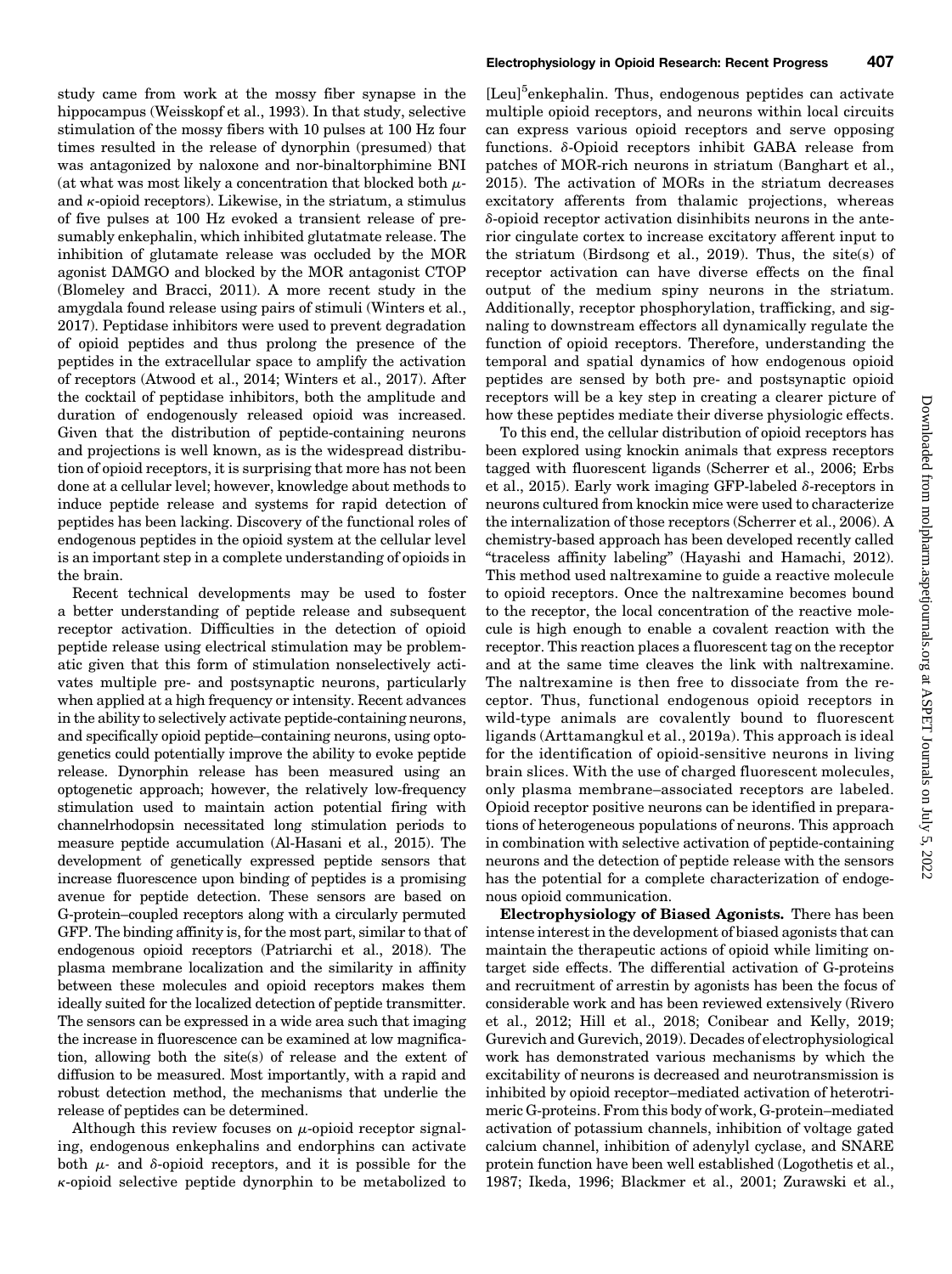study came from work at the mossy fiber synapse in the hippocampus (Weisskopf et al., 1993). In that study, selective stimulation of the mossy fibers with 10 pulses at 100 Hz four times resulted in the release of dynorphin (presumed) that was antagonized by naloxone and nor-binaltorphimine BNI (at what was most likely a concentration that blocked both $\mu$- and $\kappa$-opioid receptors). Likewise, in the striatum, a stimulus of five pulses at 100 Hz evoked a transient release of presumably enkephalin, which inhibited glutatmate release. The inhibition of glutamate release was occluded by the MOR agonist DAMGO and blocked by the MOR antagonist CTOP (Blomeley and Bracci, 2011). A more recent study in the amygdala found release using pairs of stimuli (Winters et al., 2017). Peptidase inhibitors were used to prevent degradation of opioid peptides and thus prolong the presence of the peptides in the extracellular space to amplify the activation of receptors (Atwood et al., 2014; Winters et al., 2017). After the cocktail of peptidase inhibitors, both the amplitude and duration of endogenously released opioid was increased. Given that the distribution of peptide-containing neurons and projections is well known, as is the widespread distribution of opioid receptors, it is surprising that more has not been done at a cellular level; however, knowledge about methods to induce peptide release and systems for rapid detection of peptides has been lacking. Discovery of the functional roles of endogenous peptides in the opioid system at the cellular level is an important step in a complete understanding of opioids in the brain.

Recent technical developments may be used to foster a better understanding of peptide release and subsequent receptor activation. Difficulties in the detection of opioid peptide release using electrical stimulation may be problematic given that this form of stimulation nonselectively activates multiple pre- and postsynaptic neurons, particularly when applied at a high frequency or intensity. Recent advances in the ability to selectively activate peptide-containing neurons, and specifically opioid peptide–containing neurons, using optogenetics could potentially improve the ability to evoke peptide release. Dynorphin release has been measured using an optogenetic approach; however, the relatively low-frequency stimulation used to maintain action potential firing with channelrhodopsin necessitated long stimulation periods to measure peptide accumulation (Al-Hasani et al., 2015). The development of genetically expressed peptide sensors that increase fluorescence upon binding of peptides is a promising avenue for peptide detection. These sensors are based on G-protein–coupled receptors along with a circularly permuted GFP. The binding affinity is, for the most part, similar to that of endogenous opioid receptors (Patriarchi et al., 2018). The plasma membrane localization and the similarity in affinity between these molecules and opioid receptors makes them ideally suited for the localized detection of peptide transmitter. The sensors can be expressed in a wide area such that imaging the increase in fluorescence can be examined at low magnification, allowing both the site(s) of release and the extent of diffusion to be measured. Most importantly, with a rapid and robust detection method, the mechanisms that underlie the release of peptides can be determined.

Although this review focuses on $\mu$-opioid receptor signaling, endogenous enkephalins and endorphins can activate both $\mu$- and $\delta$-opioid receptors, and it is possible for the $\kappa$-opioid selective peptide dynorphin to be metabolized to [Leu][5]enkephalin. Thus, endogenous peptides can activate multiple opioid receptors, and neurons within local circuits can express various opioid receptors and serve opposing functions. $\delta$-Opioid receptors inhibit GABA release from patches of MOR-rich neurons in striatum (Banghart et al., 2015). The activation of MORs in the striatum decreases excitatory afferents from thalamic projections, whereas $\delta$-opioid receptor activation disinhibits neurons in the anterior cingulate cortex to increase excitatory afferent input to the striatum (Birdsong et al., 2019). Thus, the site(s) of receptor activation can have diverse effects on the final output of the medium spiny neurons in the striatum. Additionally, receptor phosphorylation, trafficking, and signaling to downstream effectors all dynamically regulate the function of opioid receptors. Therefore, understanding the temporal and spatial dynamics of how endogenous opioid peptides are sensed by both pre- and postsynaptic opioid receptors will be a key step in creating a clearer picture of how these peptides mediate their diverse physiologic effects.

To this end, the cellular distribution of opioid receptors has been explored using knockin animals that express receptors tagged with fluorescent ligands (Scherrer et al., 2006; Erbs et al., 2015). Early work imaging GFP-labeled $\delta$-receptors in neurons cultured from knockin mice were used to characterize the internalization of those receptors (Scherrer et al., 2006). A chemistry-based approach has been developed recently called "traceless affinity labeling" (Hayashi and Hamachi, 2012). This method used naltrexamine to guide a reactive molecule to opioid receptors. Once the naltrexamine becomes bound to the receptor, the local concentration of the reactive molecule is high enough to enable a covalent reaction with the receptor. This reaction places a fluorescent tag on the receptor and at the same time cleaves the link with naltrexamine. The naltrexamine is then free to dissociate from the receptor. Thus, functional endogenous opioid receptors in wild-type animals are covalently bound to fluorescent ligands (Arttamangkul et al., 2019a). This approach is ideal for the identification of opioid-sensitive neurons in living brain slices. With the use of charged fluorescent molecules, only plasma membrane–associated receptors are labeled. Opioid receptor positive neurons can be identified in preparations of heterogeneous populations of neurons. This approach in combination with selective activation of peptide-containing neurons and the detection of peptide release with the sensors has the potential for a complete characterization of endogenous opioid communication.

**Electrophysiology of Biased Agonists.** There has been intense interest in the development of biased agonists that can maintain the therapeutic actions of opioid while limiting on-target side effects. The differential activation of G-proteins and recruitment of arrestin by agonists has been the focus of considerable work and has been reviewed extensively (Rivero et al., 2012; Hill et al., 2018; Conibear and Kelly, 2019; Gurevich and Gurevich, 2019). Decades of electrophysiological work has demonstrated various mechanisms by which the excitability of neurons is decreased and neurotransmission is inhibited by opioid receptor–mediated activation of heterotrimeric G-proteins. From this body of work, G-protein–mediated activation of potassium channels, inhibition of voltage gated calcium channel, inhibition of adenylyl cyclase, and SNARE protein function have been well established (Logothetis et al., 1987; Ikeda, 1996; Blackmer et al., 2001; Zurawski et al.,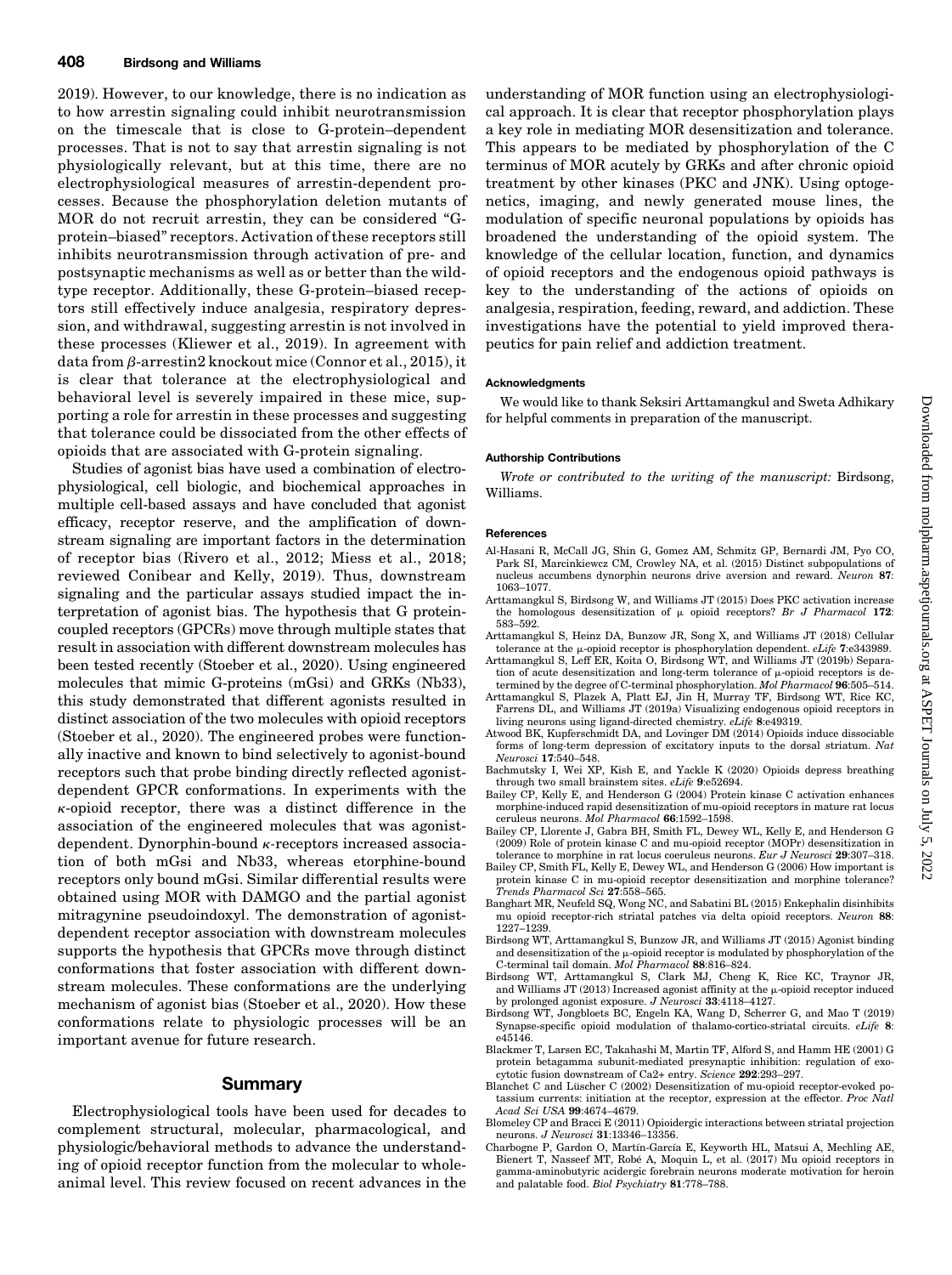2019). However, to our knowledge, there is no indication as to how arrestin signaling could inhibit neurotransmission on the timescale that is close to G-protein–dependent processes. That is not to say that arrestin signaling is not physiologically relevant, but at this time, there are no electrophysiological measures of arrestin-dependent processes. Because the phosphorylation deletion mutants of MOR do not recruit arrestin, they can be considered "G-protein–biased" receptors. Activation of these receptors still inhibits neurotransmission through activation of pre- and postsynaptic mechanisms as well as or better than the wild-type receptor. Additionally, these G-protein–biased receptors still effectively induce analgesia, respiratory depression, and withdrawal, suggesting arrestin is not involved in these processes (Kliewer et al., 2019). In agreement with data from β-arrestin2 knockout mice (Connor et al., 2015), it is clear that tolerance at the electrophysiological and behavioral level is severely impaired in these mice, supporting a role for arrestin in these processes and suggesting that tolerance could be dissociated from the other effects of opioids that are associated with G-protein signaling.

Studies of agonist bias have used a combination of electrophysiological, cell biologic, and biochemical approaches in multiple cell-based assays and have concluded that agonist efficacy, receptor reserve, and the amplification of downstream signaling are important factors in the determination of receptor bias (Rivero et al., 2012; Miess et al., 2018; reviewed Conibear and Kelly, 2019). Thus, downstream signaling and the particular assays studied impact the interpretation of agonist bias. The hypothesis that G protein-coupled receptors (GPCRs) move through multiple states that result in association with different downstream molecules has been tested recently (Stoeber et al., 2020). Using engineered molecules that mimic G-proteins (mGsi) and GRKs (Nb33), this study demonstrated that different agonists resulted in distinct association of the two molecules with opioid receptors (Stoeber et al., 2020). The engineered probes were functionally inactive and known to bind selectively to agonist-bound receptors such that probe binding directly reflected agonist-dependent GPCR conformations. In experiments with the κ-opioid receptor, there was a distinct difference in the association of the engineered molecules that was agonist-dependent. Dynorphin-bound κ-receptors increased association of both mGsi and Nb33, whereas etorphine-bound receptors only bound mGsi. Similar differential results were obtained using MOR with DAMGO and the partial agonist mitragynine pseudoindoxyl. The demonstration of agonist-dependent receptor association with downstream molecules supports the hypothesis that GPCRs move through distinct conformations that foster association with different downstream molecules. These conformations are the underlying mechanism of agonist bias (Stoeber et al., 2020). How these conformations relate to physiologic processes will be an important avenue for future research.

## Summary

Electrophysiological tools have been used for decades to complement structural, molecular, pharmacological, and physiologic/behavioral methods to advance the understanding of opioid receptor function from the molecular to whole-animal level. This review focused on recent advances in the understanding of MOR function using an electrophysiological approach. It is clear that receptor phosphorylation plays a key role in mediating MOR desensitization and tolerance. This appears to be mediated by phosphorylation of the C terminus of MOR acutely by GRKs and after chronic opioid treatment by other kinases (PKC and JNK). Using optogenetics, imaging, and newly generated mouse lines, the modulation of specific neuronal populations by opioids has broadened the understanding of the opioid system. The knowledge of the cellular location, function, and dynamics of opioid receptors and the endogenous opioid pathways is key to the understanding of the actions of opioids on analgesia, respiration, feeding, reward, and addiction. These investigations have the potential to yield improved therapeutics for pain relief and addiction treatment.

#### Acknowledgments

We would like to thank Seksiri Arttamangkul and Sweta Adhikary for helpful comments in preparation of the manuscript.

#### Authorship Contributions

*Wrote or contributed to the writing of the manuscript:* Birdsong, Williams.

#### References

Al-Hasani R, McCall JG, Shin G, Gomez AM, Schmitz GP, Bernardi JM, Pyo CO, Park SI, Marcinkiewcz CM, Crowley NA, et al. (2015) Distinct subpopulations of nucleus accumbens dynorphin neurons drive aversion and reward. *Neuron* **87**: 1063–1077.

Arttamangkul S, Birdsong W, and Williams JT (2015) Does PKC activation increase the homologous desensitization of μ opioid receptors? *Br J Pharmacol* **172**: 583–592.

Arttamangkul S, Heinz DA, Bunzow JR, Song X, and Williams JT (2018) Cellular tolerance at the μ-opioid receptor is phosphorylation dependent. *eLife* **7**:e343989.

Arttamangkul S, Leff ER, Koita O, Birdsong WT, and Williams JT (2019b) Separation of acute desensitization and long-term tolerance of μ-opioid receptors is determined by the degree of C-terminal phosphorylation. *Mol Pharmacol* **96**:505–514.

Arttamangkul S, Plazek A, Platt EJ, Jin H, Murray TF, Birdsong WT, Rice KC, Farrens DL, and Williams JT (2019a) Visualizing endogenous opioid receptors in living neurons using ligand-directed chemistry. *eLife* **8**:e49319.

Atwood BK, Kupferschmidt DA, and Lovinger DM (2014) Opioids induce dissociable forms of long-term depression of excitatory inputs to the dorsal striatum. *Nat Neurosci* **17**:540–548.

Bachmutsky I, Wei XP, Kish E, and Yackle K (2020) Opioids depress breathing through two small brainstem sites. *eLife* **9**:e52694.

Bailey CP, Kelly E, and Henderson G (2004) Protein kinase C activation enhances morphine-induced rapid desensitization of mu-opioid receptors in mature rat locus ceruleus neurons. *Mol Pharmacol* **66**:1592–1598.

Bailey CP, Llorente J, Gabra BH, Smith FL, Dewey WL, Kelly E, and Henderson G (2009) Role of protein kinase C and mu-opioid receptor (MOPr) desensitization in tolerance to morphine in rat locus coeruleus neurons. *Eur J Neurosci* **29**:307–318.

Bailey CP, Smith FL, Kelly E, Dewey WL, and Henderson G (2006) How important is protein kinase C in mu-opioid receptor desensitization and morphine tolerance? *Trends Pharmacol Sci* **27**:558–565.

Banghart MR, Neufeld SQ, Wong NC, and Sabatini BL (2015) Enkephalin disinhibits mu opioid receptor-rich striatal patches via delta opioid receptors. *Neuron* **88**: 1227–1239.

Birdsong WT, Arttamangkul S, Bunzow JR, and Williams JT (2015) Agonist binding and desensitization of the μ-opioid receptor is modulated by phosphorylation of the C-terminal tail domain. *Mol Pharmacol* **88**:816–824.

Birdsong WT, Arttamangkul S, Clark MJ, Cheng K, Rice KC, Traynor JR, and Williams JT (2013) Increased agonist affinity at the μ-opioid receptor induced by prolonged agonist exposure. *J Neurosci* **33**:4118–4127.

Birdsong WT, Jongbloets BC, Engeln KA, Wang D, Scherrer G, and Mao T (2019) Synapse-specific opioid modulation of thalamo-cortico-striatal circuits. *eLife* **8**: e45146.

Blackmer T, Larsen EC, Takahashi M, Martin TF, Alford S, and Hamm HE (2001) G protein betagamma subunit-mediated presynaptic inhibition: regulation of exocytotic fusion downstream of Ca2+ entry. *Science* **292**:293–297.

Blanchet C and Lüscher C (2002) Desensitization of mu-opioid receptor-evoked potassium currents: initiation at the receptor, expression at the effector. *Proc Natl Acad Sci USA* **99**:4674–4679.

Blomeley CP and Bracci E (2011) Opioidergic interactions between striatal projection neurons. *J Neurosci* **31**:13346–13356.

Charbogne P, Gardon O, Martín-García E, Keyworth HL, Matsui A, Mechling AE, Bienert T, Nasseef MT, Robé A, Moquin L, et al. (2017) Mu opioid receptors in gamma-aminobutyric acidergic forebrain neurons moderate motivation for heroin and palatable food. *Biol Psychiatry* **81**:778–788.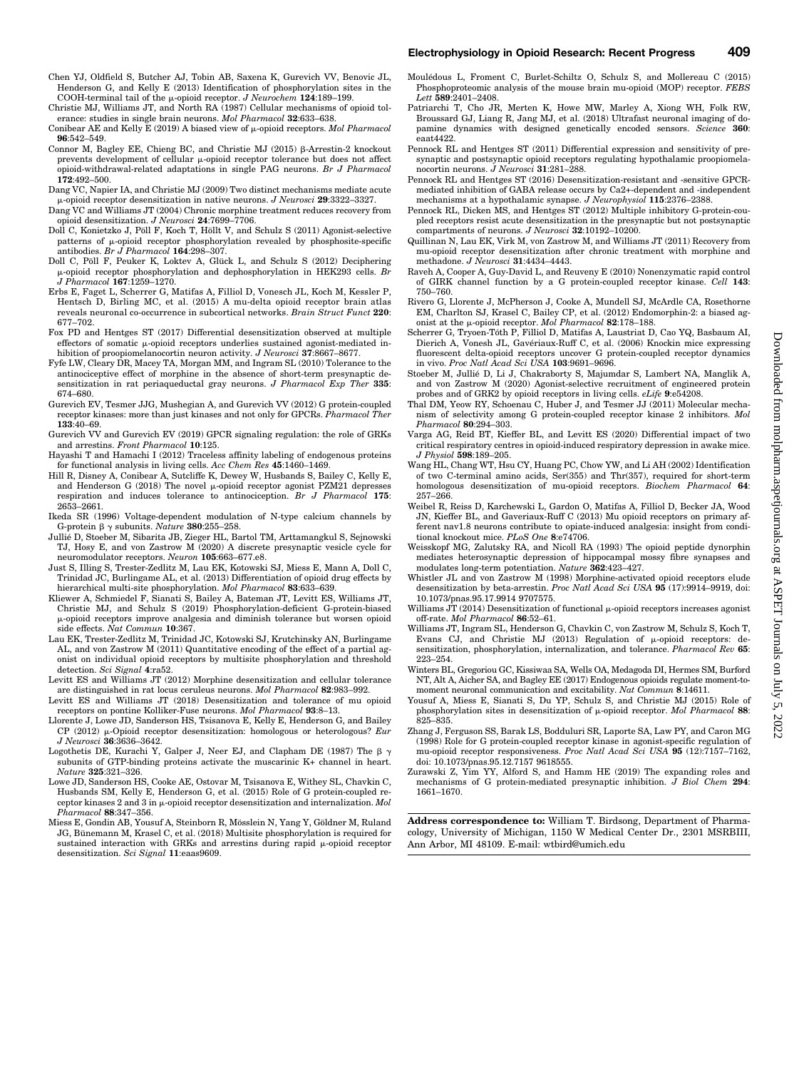Chen YJ, Oldfield S, Butcher AJ, Tobin AB, Saxena K, Gurevich VV, Benovic JL, Henderson G, and Kelly E (2013) Identification of phosphorylation sites in the COOH-terminal tail of the μ-opioid receptor. *J Neurochem* **124**:189–199.

Christie MJ, Williams JT, and North RA (1987) Cellular mechanisms of opioid tolerance: studies in single brain neurons. *Mol Pharmacol* **32**:633–638.

Conibear AE and Kelly E (2019) A biased view of μ-opioid receptors. *Mol Pharmacol* **96**:542–549.

Connor M, Bagley EE, Chieng BC, and Christie MJ (2015) β-Arrestin-2 knockout prevents development of cellular μ-opioid receptor tolerance but does not affect opioid-withdrawal-related adaptations in single PAG neurons. *Br J Pharmacol* **172**:492–500.

Dang VC, Napier IA, and Christie MJ (2009) Two distinct mechanisms mediate acute μ-opioid receptor desensitization in native neurons. *J Neurosci* **29**:3322–3327.

Dang VC and Williams JT (2004) Chronic morphine treatment reduces recovery from opioid desensitization. *J Neurosci* **24**:7699–7706.

Doll C, Konietzko J, Pöll F, Koch T, Höllt V, and Schulz S (2011) Agonist-selective patterns of μ-opioid receptor phosphorylation revealed by phosphosite-specific antibodies. *Br J Pharmacol* **164**:298–307.

Doll C, Pöll F, Peuker K, Loktev A, Glück L, and Schulz S (2012) Deciphering μ-opioid receptor phosphorylation and dephosphorylation in HEK293 cells. *Br J Pharmacol* **167**:1259–1270.

Erbs E, Faget L, Scherrer G, Matifas A, Filliol D, Vonesch JL, Koch M, Kessler P, Hentsch D, Birling MC, et al. (2015) A mu-delta opioid receptor brain atlas reveals neuronal co-occurrence in subcortical networks. *Brain Struct Funct* **220**: 677–702.

Fox PD and Hentges ST (2017) Differential desensitization observed at multiple effectors of somatic μ-opioid receptors underlies sustained agonist-mediated inhibition of proopiomelanocortin neuron activity. *J Neurosci* **37**:8667–8677.

Fyfe LW, Cleary DR, Macey TA, Morgan MM, and Ingram SL (2010) Tolerance to the antinociceptive effect of morphine in the absence of short-term presynaptic desensitization in rat periaqueductal gray neurons. *J Pharmacol Exp Ther* **335**: 674–680.

Gurevich EV, Tesmer JJG, Mushegian A, and Gurevich VV (2012) G protein-coupled receptor kinases: more than just kinases and not only for GPCRs. *Pharmacol Ther* **133**:40–69.

Gurevich VV and Gurevich EV (2019) GPCR signaling regulation: the role of GRKs and arrestins. *Front Pharmacol* **10**:125.

Hayashi T and Hamachi I (2012) Traceless affinity labeling of endogenous proteins for functional analysis in living cells. *Acc Chem Res* **45**:1460–1469.

Hill R, Disney A, Conibear A, Sutcliffe K, Dewey W, Husbands S, Bailey C, Kelly E, and Henderson G (2018) The novel μ-opioid receptor agonist PZM21 depresses respiration and induces tolerance to antinociception. *Br J Pharmacol* **175**: 2653–2661.

Ikeda SR (1996) Voltage-dependent modulation of N-type calcium channels by G-protein β γ subunits. *Nature* **380**:255–258.

Jullié D, Stoeber M, Sibarita JB, Zieger HL, Bartol TM, Arttamangkul S, Sejnowski TJ, Hosy E, and von Zastrow M (2020) A discrete presynaptic vesicle cycle for neuromodulator receptors. *Neuron* **105**:663–677.e8.

Just S, Illing S, Trester-Zedlitz M, Lau EK, Kotowski SJ, Miess E, Mann A, Doll C, Trinidad JC, Burlingame AL, et al. (2013) Differentiation of opioid drug effects by hierarchical multi-site phosphorylation. *Mol Pharmacol* **83**:633–639.

Kliewer A, Schmiedel F, Sianati S, Bailey A, Bateman JT, Levitt ES, Williams JT, Christie MJ, and Schulz S (2019) Phosphorylation-deficient G-protein-biased μ-opioid receptors improve analgesia and diminish tolerance but worsen opioid side effects. *Nat Commun* **10**:367.

Lau EK, Trester-Zedlitz M, Trinidad JC, Kotowski SJ, Krutchinsky AN, Burlingame AL, and von Zastrow M (2011) Quantitative encoding of the effect of a partial agonist on individual opioid receptors by multisite phosphorylation and threshold detection. *Sci Signal* **4**:ra52.

Levitt ES and Williams JT (2012) Morphine desensitization and cellular tolerance are distinguished in rat locus ceruleus neurons. *Mol Pharmacol* **82**:983–992.

Levitt ES and Williams JT (2018) Desensitization and tolerance of mu opioid receptors on pontine Kolliker-Fuse neurons. *Mol Pharmacol* **93**:8–13.

Llorente J, Lowe JD, Sanderson HS, Tsisanova E, Kelly E, Henderson G, and Bailey CP (2012) μ-Opioid receptor desensitization: homologous or heterologous? *Eur J Neurosci* **36**:3636–3642.

Logothetis DE, Kurachi Y, Galper J, Neer EJ, and Clapham DE (1987) The β γ subunits of GTP-binding proteins activate the muscarinic K+ channel in heart. *Nature* **325**:321–326.

Lowe JD, Sanderson HS, Cooke AE, Ostovar M, Tsisanova E, Withey SL, Chavkin C, Husbands SM, Kelly E, Henderson G, et al. (2015) Role of G protein-coupled receptor kinases 2 and 3 in μ-opioid receptor desensitization and internalization. *Mol Pharmacol* **88**:347–356.

Miess E, Gondin AB, Yousuf A, Steinborn R, Mösslein N, Yang Y, Göldner M, Ruland JG, Bünemann M, Krasel C, et al. (2018) Multisite phosphorylation is required for sustained interaction with GRKs and arrestins during rapid μ-opioid receptor desensitization. *Sci Signal* **11**:eaas9609.

Moulédous L, Froment C, Burlet-Schiltz O, Schulz S, and Mollereau C (2015) Phosphoproteomic analysis of the mouse brain mu-opioid (MOP) receptor. *FEBS Lett* **589**:2401–2408.

Patriarchi T, Cho JR, Merten K, Howe MW, Marley A, Xiong WH, Folk RW, Broussard GJ, Liang R, Jang MJ, et al. (2018) Ultrafast neuronal imaging of dopamine dynamics with designed genetically encoded sensors. *Science* **360**: eaat4422.

Pennock RL and Hentges ST (2011) Differential expression and sensitivity of presynaptic and postsynaptic opioid receptors regulating hypothalamic proopiomelanocortin neurons. *J Neurosci* **31**:281–288.

Pennock RL and Hentges ST (2016) Desensitization-resistant and -sensitive GPCR-mediated inhibition of GABA release occurs by Ca2+-dependent and -independent mechanisms at a hypothalamic synapse. *J Neurophysiol* **115**:2376–2388.

Pennock RL, Dicken MS, and Hentges ST (2012) Multiple inhibitory G-protein-coupled receptors resist acute desensitization in the presynaptic but not postsynaptic compartments of neurons. *J Neurosci* **32**:10192–10200.

Quillinan N, Lau EK, Virk M, von Zastrow M, and Williams JT (2011) Recovery from mu-opioid receptor desensitization after chronic treatment with morphine and methadone. *J Neurosci* **31**:4434–4443.

Raveh A, Cooper A, Guy-David L, and Reuveny E (2010) Nonenzymatic rapid control of GIRK channel function by a G protein-coupled receptor kinase. *Cell* **143**: 750–760.

Rivero G, Llorente J, McPherson J, Cooke A, Mundell SJ, McArdle CA, Rosethorne EM, Charlton SJ, Krasel C, Bailey CP, et al. (2012) Endomorphin-2: a biased agonist at the μ-opioid receptor. *Mol Pharmacol* **82**:178–188.

Scherrer G, Tryoen-Tóth P, Filliol D, Matifas A, Laustriat D, Cao YQ, Basbaum AI, Dierich A, Vonesh JL, Gavériaux-Ruff C, et al. (2006) Knockin mice expressing fluorescent delta-opioid receptors uncover G protein-coupled receptor dynamics in vivo. *Proc Natl Acad Sci USA* **103**:9691–9696.

Stoeber M, Jullié D, Li J, Chakraborty S, Majumdar S, Lambert NA, Manglik A, and von Zastrow M (2020) Agonist-selective recruitment of engineered protein probes and of GRK2 by opioid receptors in living cells. *eLife* **9**:e54208.

Thal DM, Yeow RY, Schoenau C, Huber J, and Tesmer JJ (2011) Molecular mechanism of selectivity among G protein-coupled receptor kinase 2 inhibitors. *Mol Pharmacol* **80**:294–303.

Varga AG, Reid BT, Kieffer BL, and Levitt ES (2020) Differential impact of two critical respiratory centres in opioid-induced respiratory depression in awake mice. *J Physiol* **598**:189–205.

Wang HL, Chang WT, Hsu CY, Huang PC, Chow YW, and Li AH (2002) Identification of two C-terminal amino acids, Ser(355) and Thr(357), required for short-term homologous desensitization of mu-opioid receptors. *Biochem Pharmacol* **64**: 257–266.

Weibel R, Reiss D, Karchewski L, Gardon O, Matifas A, Filliol D, Becker JA, Wood JN, Kieffer BL, and Gaveriaux-Ruff C (2013) Mu opioid receptors on primary afferent nav1.8 neurons contribute to opiate-induced analgesia: insight from conditional knockout mice. *PLoS One* **8**:e74706.

Weisskopf MG, Zalutsky RA, and Nicoll RA (1993) The opioid peptide dynorphin mediates heterosynaptic depression of hippocampal mossy fibre synapses and modulates long-term potentiation. *Nature* **362**:423–427.

Whistler JL and von Zastrow M (1998) Morphine-activated opioid receptors elude desensitization by beta-arrestin. *Proc Natl Acad Sci USA* **95** (17):9914–9919, doi: 10.1073/pnas.95.17.9914 9707575.

Williams JT (2014) Desensitization of functional μ-opioid receptors increases agonist off-rate. *Mol Pharmacol* **86**:52–61.

Williams JT, Ingram SL, Henderson G, Chavkin C, von Zastrow M, Schulz S, Koch T, Evans CJ, and Christie MJ (2013) Regulation of μ-opioid receptors: desensitization, phosphorylation, internalization, and tolerance. *Pharmacol Rev* **65**: 223–254.

Winters BL, Gregoriou GC, Kissiwaa SA, Wells OA, Medagoda DI, Hermes SM, Burford NT, Alt A, Aicher SA, and Bagley EE (2017) Endogenous opioids regulate moment-to-moment neuronal communication and excitability. *Nat Commun* **8**:14611.

Yousuf A, Miess E, Sianati S, Du YP, Schulz S, and Christie MJ (2015) Role of phosphorylation sites in desensitization of μ-opioid receptor. *Mol Pharmacol* **88**: 825–835.

Zhang J, Ferguson SS, Barak LS, Bodduluri SR, Laporte SA, Law PY, and Caron MG (1998) Role for G protein-coupled receptor kinase in agonist-specific regulation of mu-opioid receptor responsiveness. *Proc Natl Acad Sci USA* **95** (12):7157–7162, doi: 10.1073/pnas.95.12.7157 9618555.

Zurawski Z, Yim YY, Alford S, and Hamm HE (2019) The expanding roles and mechanisms of G protein-mediated presynaptic inhibition. *J Biol Chem* **294**: 1661–1670.

**Address correspondence to:** William T. Birdsong, Department of Pharmacology, University of Michigan, 1150 W Medical Center Dr., 2301 MSRBIII, Ann Arbor, MI 48109. E-mail: wtbird@umich.edu